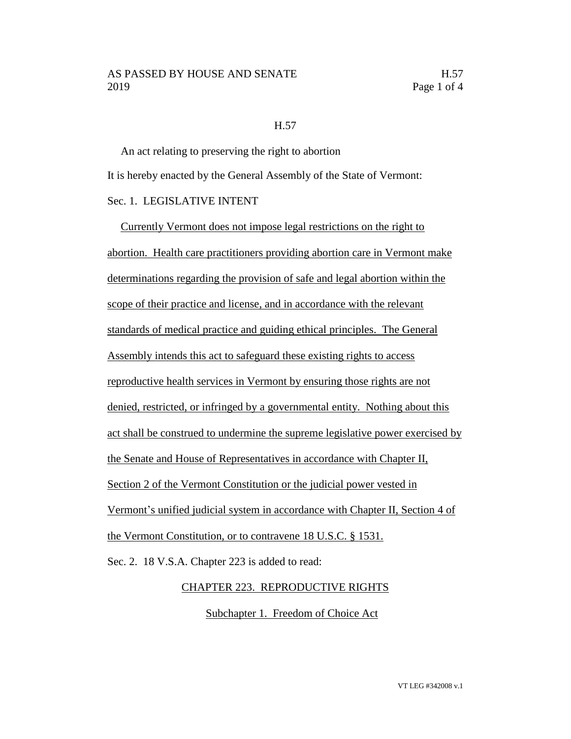# H.57

An act relating to preserving the right to abortion

It is hereby enacted by the General Assembly of the State of Vermont:

Sec. 1. LEGISLATIVE INTENT

Currently Vermont does not impose legal restrictions on the right to abortion. Health care practitioners providing abortion care in Vermont make determinations regarding the provision of safe and legal abortion within the scope of their practice and license, and in accordance with the relevant standards of medical practice and guiding ethical principles. The General Assembly intends this act to safeguard these existing rights to access reproductive health services in Vermont by ensuring those rights are not denied, restricted, or infringed by a governmental entity. Nothing about this act shall be construed to undermine the supreme legislative power exercised by the Senate and House of Representatives in accordance with Chapter II, Section 2 of the Vermont Constitution or the judicial power vested in Vermont's unified judicial system in accordance with Chapter II, Section 4 of the Vermont Constitution, or to contravene 18 U.S.C. § 1531.

Sec. 2. 18 V.S.A. Chapter 223 is added to read:

## CHAPTER 223. REPRODUCTIVE RIGHTS

### Subchapter 1. Freedom of Choice Act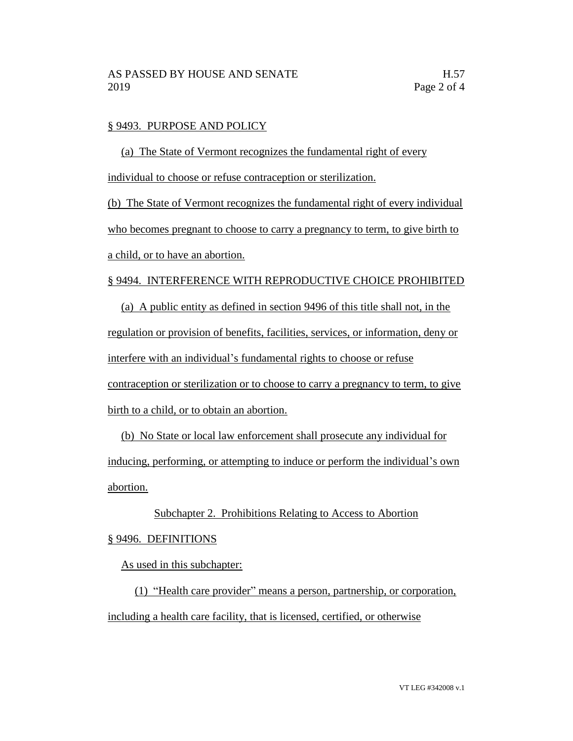§ 9493. PURPOSE AND POLICY

(a) The State of Vermont recognizes the fundamental right of every individual to choose or refuse contraception or sterilization.

(b) The State of Vermont recognizes the fundamental right of every individual who becomes pregnant to choose to carry a pregnancy to term, to give birth to a child, or to have an abortion.

§ 9494. INTERFERENCE WITH REPRODUCTIVE CHOICE PROHIBITED

(a) A public entity as defined in section 9496 of this title shall not, in the regulation or provision of benefits, facilities, services, or information, deny or interfere with an individual's fundamental rights to choose or refuse contraception or sterilization or to choose to carry a pregnancy to term, to give birth to a child, or to obtain an abortion.

(b) No State or local law enforcement shall prosecute any individual for inducing, performing, or attempting to induce or perform the individual's own abortion.

Subchapter 2. Prohibitions Relating to Access to Abortion

§ 9496. DEFINITIONS

As used in this subchapter:

(1) "Health care provider" means a person, partnership, or corporation, including a health care facility, that is licensed, certified, or otherwise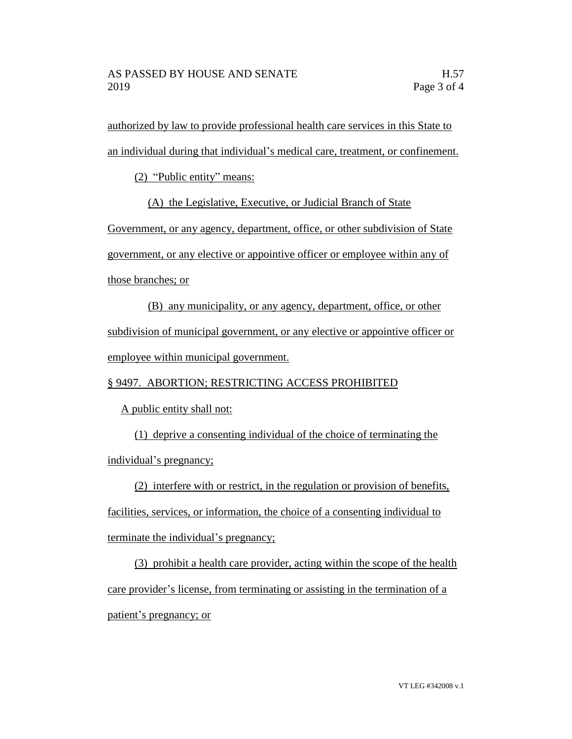authorized by law to provide professional health care services in this State to an individual during that individual's medical care, treatment, or confinement.

(2) "Public entity" means:

(A) the Legislative, Executive, or Judicial Branch of State Government, or any agency, department, office, or other subdivision of State government, or any elective or appointive officer or employee within any of those branches; or

(B) any municipality, or any agency, department, office, or other subdivision of municipal government, or any elective or appointive officer or employee within municipal government.

§ 9497. ABORTION; RESTRICTING ACCESS PROHIBITED

A public entity shall not:

(1) deprive a consenting individual of the choice of terminating the individual's pregnancy;

(2) interfere with or restrict, in the regulation or provision of benefits, facilities, services, or information, the choice of a consenting individual to terminate the individual's pregnancy;

(3) prohibit a health care provider, acting within the scope of the health care provider's license, from terminating or assisting in the termination of a patient's pregnancy; or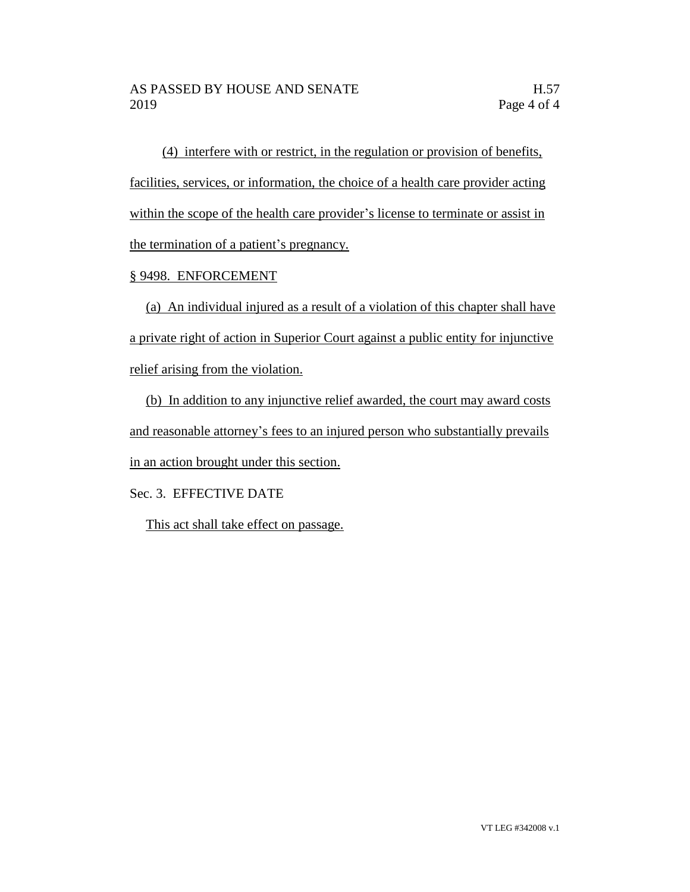(4) interfere with or restrict, in the regulation or provision of benefits, facilities, services, or information, the choice of a health care provider acting within the scope of the health care provider's license to terminate or assist in the termination of a patient's pregnancy.

§ 9498. ENFORCEMENT

(a) An individual injured as a result of a violation of this chapter shall have a private right of action in Superior Court against a public entity for injunctive relief arising from the violation.

(b) In addition to any injunctive relief awarded, the court may award costs and reasonable attorney's fees to an injured person who substantially prevails in an action brought under this section.

Sec. 3. EFFECTIVE DATE

This act shall take effect on passage.